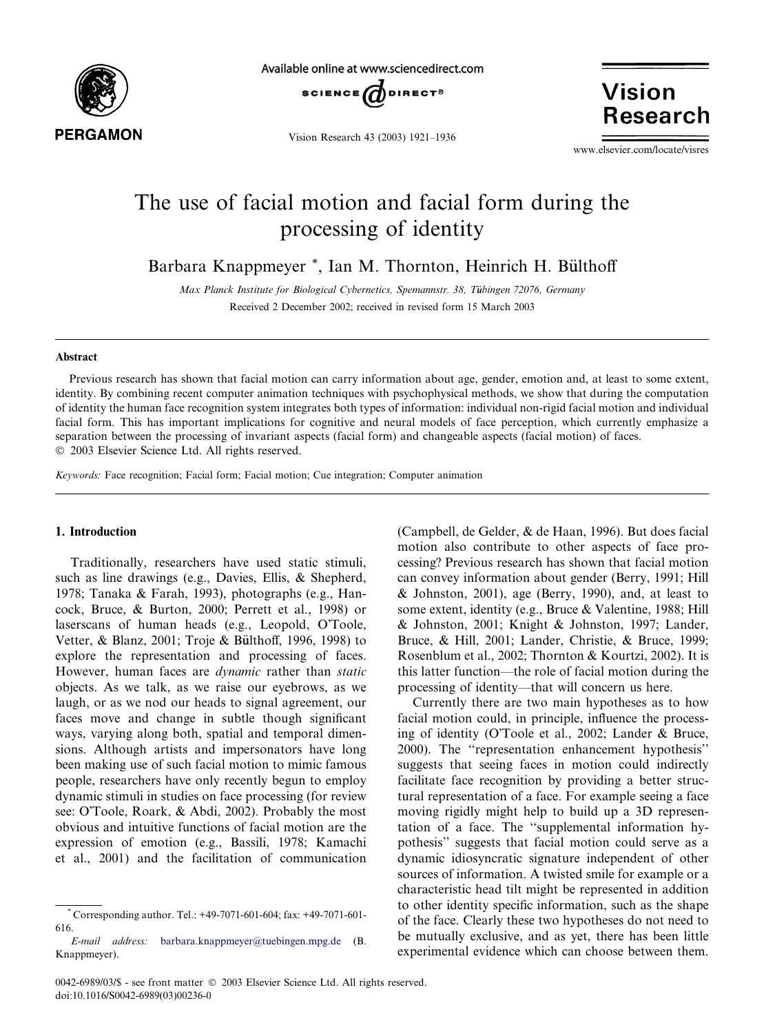# The use of facial motion and facial form during the processing of identity

Barbara Knappmeyer *, Ian M. Thornton, Heinrich H. Bülthoff

*Max Planck Institute for Biological Cybernetics, Spemannstr. 38, Tübingen 72076, Germany*

Received 2 December 2002; received in revised form 15 March 2003

## Abstract

Previous research has shown that facial motion can carry information about age, gender, emotion and, at least to some extent, identity. By combining recent computer animation techniques with psychophysical methods, we show that during the computation of identity the human face recognition system integrates both types of information: individual non-rigid facial motion and individual facial form. This has important implications for cognitive and neural models of face perception, which currently emphasize a separation between the processing of invariant aspects (facial form) and changeable aspects (facial motion) of faces.
© 2003 Elsevier Science Ltd. All rights reserved.

*Keywords:* Face recognition; Facial form; Facial motion; Cue integration; Computer animation

## 1. Introduction

Traditionally, researchers have used static stimuli, such as line drawings (e.g., Davies, Ellis, & Shepherd, 1978; Tanaka & Farah, 1993), photographs (e.g., Hancock, Bruce, & Burton, 2000; Perrett et al., 1998) or laserscans of human heads (e.g., Leopold, O'Toole, Vetter, & Blanz, 2001; Troje & Bülthoff, 1996, 1998) to explore the representation and processing of faces. However, human faces are *dynamic* rather than *static* objects. As we talk, as we raise our eyebrows, as we laugh, or as we nod our heads to signal agreement, our faces move and change in subtle though significant ways, varying along both, spatial and temporal dimensions. Although artists and impersonators have long been making use of such facial motion to mimic famous people, researchers have only recently begun to employ dynamic stimuli in studies on face processing (for review see: O'Toole, Roark, & Abdi, 2002). Probably the most obvious and intuitive functions of facial motion are the expression of emotion (e.g., Bassili, 1978; Kamachi et al., 2001) and the facilitation of communication (Campbell, de Gelder, & de Haan, 1996). But does facial motion also contribute to other aspects of face processing? Previous research has shown that facial motion can convey information about gender (Berry, 1991; Hill & Johnston, 2001), age (Berry, 1990), and, at least to some extent, identity (e.g., Bruce & Valentine, 1988; Hill & Johnston, 2001; Knight & Johnston, 1997; Lander, Bruce, & Hill, 2001; Lander, Christie, & Bruce, 1999; Rosenblum et al., 2002; Thornton & Kourtzi, 2002). It is this latter function—the role of facial motion during the processing of identity—that will concern us here.

Currently there are two main hypotheses as to how facial motion could, in principle, influence the processing of identity (O'Toole et al., 2002; Lander & Bruce, 2000). The "representation enhancement hypothesis" suggests that seeing faces in motion could indirectly facilitate face recognition by providing a better structural representation of a face. For example seeing a face moving rigidly might help to build up a 3D representation of a face. The "supplemental information hypothesis" suggests that facial motion could serve as a dynamic idiosyncratic signature independent of other sources of information. A twisted smile for example or a characteristic head tilt might be represented in addition to other identity specific information, such as the shape of the face. Clearly these two hypotheses do not need to be mutually exclusive, and as yet, there has been little experimental evidence which can choose between them.

* Corresponding author. Tel.: +49-7071-601-604; fax: +49-7071-601-616.
*E-mail address:* barbara.knappmeyer@tuebingen.mpg.de (B. Knappmeyer).

0042-6989/03/$ - see front matter © 2003 Elsevier Science Ltd. All rights reserved.
doi:10.1016/S0042-6989(03)00236-0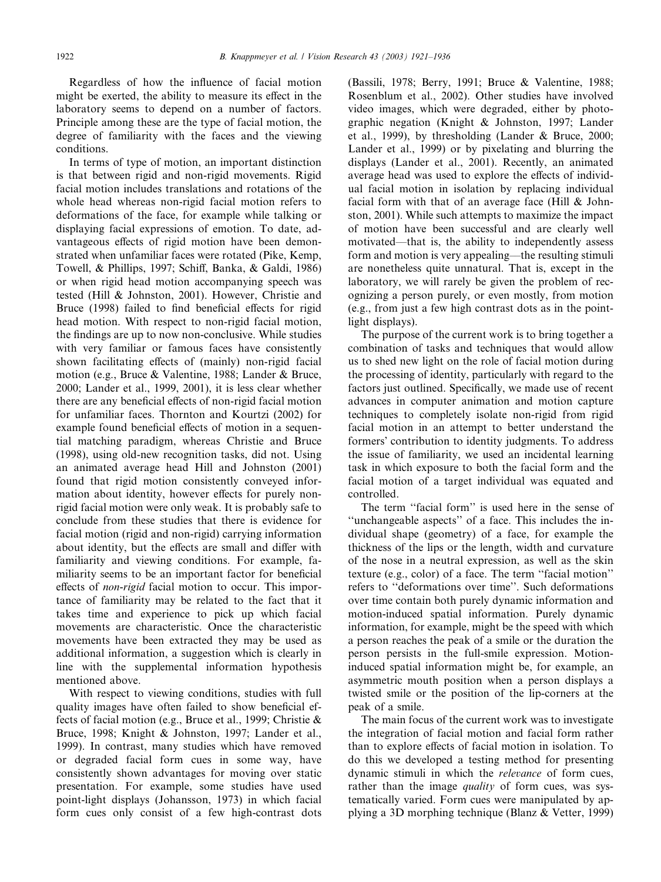Regardless of how the influence of facial motion might be exerted, the ability to measure its effect in the laboratory seems to depend on a number of factors. Principle among these are the type of facial motion, the degree of familiarity with the faces and the viewing conditions.

In terms of type of motion, an important distinction is that between rigid and non-rigid movements. Rigid facial motion includes translations and rotations of the whole head whereas non-rigid facial motion refers to deformations of the face, for example while talking or displaying facial expressions of emotion. To date, advantageous effects of rigid motion have been demonstrated when unfamiliar faces were rotated (Pike, Kemp, Towell, & Phillips, 1997; Schiff, Banka, & Galdi, 1986) or when rigid head motion accompanying speech was tested (Hill & Johnston, 2001). However, Christie and Bruce (1998) failed to find beneficial effects for rigid head motion. With respect to non-rigid facial motion, the findings are up to now non-conclusive. While studies with very familiar or famous faces have consistently shown facilitating effects of (mainly) non-rigid facial motion (e.g., Bruce & Valentine, 1988; Lander & Bruce, 2000; Lander et al., 1999, 2001), it is less clear whether there are any beneficial effects of non-rigid facial motion for unfamiliar faces. Thornton and Kourtzi (2002) for example found beneficial effects of motion in a sequential matching paradigm, whereas Christie and Bruce (1998), using old-new recognition tasks, did not. Using an animated average head Hill and Johnston (2001) found that rigid motion consistently conveyed information about identity, however effects for purely non-rigid facial motion were only weak. It is probably safe to conclude from these studies that there is evidence for facial motion (rigid and non-rigid) carrying information about identity, but the effects are small and differ with familiarity and viewing conditions. For example, familiarity seems to be an important factor for beneficial effects of *non-rigid* facial motion to occur. This importance of familiarity may be related to the fact that it takes time and experience to pick up which facial movements are characteristic. Once the characteristic movements have been extracted they may be used as additional information, a suggestion which is clearly in line with the supplemental information hypothesis mentioned above.

With respect to viewing conditions, studies with full quality images have often failed to show beneficial effects of facial motion (e.g., Bruce et al., 1999; Christie & Bruce, 1998; Knight & Johnston, 1997; Lander et al., 1999). In contrast, many studies which have removed or degraded facial form cues in some way, have consistently shown advantages for moving over static presentation. For example, some studies have used point-light displays (Johansson, 1973) in which facial form cues only consist of a few high-contrast dots (Bassili, 1978; Berry, 1991; Bruce & Valentine, 1988; Rosenblum et al., 2002). Other studies have involved video images, which were degraded, either by photographic negation (Knight & Johnston, 1997; Lander et al., 1999), by thresholding (Lander & Bruce, 2000; Lander et al., 1999) or by pixelating and blurring the displays (Lander et al., 2001). Recently, an animated average head was used to explore the effects of individual facial motion in isolation by replacing individual facial form with that of an average face (Hill & Johnston, 2001). While such attempts to maximize the impact of motion have been successful and are clearly well motivated—that is, the ability to independently assess form and motion is very appealing—the resulting stimuli are nonetheless quite unnatural. That is, except in the laboratory, we will rarely be given the problem of recognizing a person purely, or even mostly, from motion (e.g., from just a few high contrast dots as in the point-light displays).

The purpose of the current work is to bring together a combination of tasks and techniques that would allow us to shed new light on the role of facial motion during the processing of identity, particularly with regard to the factors just outlined. Specifically, we made use of recent advances in computer animation and motion capture techniques to completely isolate non-rigid from rigid facial motion in an attempt to better understand the formers' contribution to identity judgments. To address the issue of familiarity, we used an incidental learning task in which exposure to both the facial form and the facial motion of a target individual was equated and controlled.

The term "facial form" is used here in the sense of "unchangeable aspects" of a face. This includes the individual shape (geometry) of a face, for example the thickness of the lips or the length, width and curvature of the nose in a neutral expression, as well as the skin texture (e.g., color) of a face. The term "facial motion" refers to "deformations over time". Such deformations over time contain both purely dynamic information and motion-induced spatial information. Purely dynamic information, for example, might be the speed with which a person reaches the peak of a smile or the duration the person persists in the full-smile expression. Motion-induced spatial information might be, for example, an asymmetric mouth position when a person displays a twisted smile or the position of the lip-corners at the peak of a smile.

The main focus of the current work was to investigate the integration of facial motion and facial form rather than to explore effects of facial motion in isolation. To do this we developed a testing method for presenting dynamic stimuli in which the *relevance* of form cues, rather than the image *quality* of form cues, was systematically varied. Form cues were manipulated by applying a 3D morphing technique (Blanz & Vetter, 1999)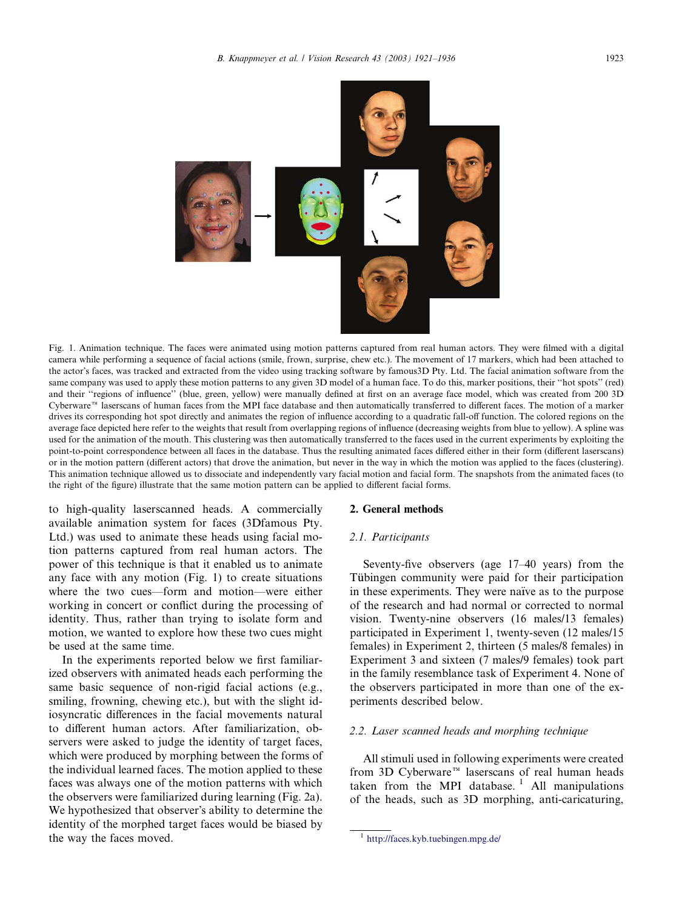Fig. 1. Animation technique. The faces were animated using motion patterns captured from real human actors. They were filmed with a digital camera while performing a sequence of facial actions (smile, frown, surprise, chew etc.). The movement of 17 markers, which had been attached to the actor's faces, was tracked and extracted from the video using tracking software by famous3D Pty. Ltd. The facial animation software from the same company was used to apply these motion patterns to any given 3D model of a human face. To do this, marker positions, their "hot spots" (red) and their "regions of influence" (blue, green, yellow) were manually defined at first on an average face model, which was created from 200 3D Cyberware™ laserscans of human faces from the MPI face database and then automatically transferred to different faces. The motion of a marker drives its corresponding hot spot directly and animates the region of influence according to a quadratic fall-off function. The colored regions on the average face depicted here refer to the weights that result from overlapping regions of influence (decreasing weights from blue to yellow). A spline was used for the animation of the mouth. This clustering was then automatically transferred to the faces used in the current experiments by exploiting the point-to-point correspondence between all faces in the database. Thus the resulting animated faces differed either in their form (different laserscans) or in the motion pattern (different actors) that drove the animation, but never in the way in which the motion was applied to the faces (clustering). This animation technique allowed us to dissociate and independently vary facial motion and facial form. The snapshots from the animated faces (to the right of the figure) illustrate that the same motion pattern can be applied to different facial forms.

to high-quality laserscanned heads. A commercially available animation system for faces (3Dfamous Pty. Ltd.) was used to animate these heads using facial motion patterns captured from real human actors. The power of this technique is that it enabled us to animate any face with any motion (Fig. 1) to create situations where the two cues—form and motion—were either working in concert or conflict during the processing of identity. Thus, rather than trying to isolate form and motion, we wanted to explore how these two cues might be used at the same time.

In the experiments reported below we first familiarized observers with animated heads each performing the same basic sequence of non-rigid facial actions (e.g., smiling, frowning, chewing etc.), but with the slight idiosyncratic differences in the facial movements natural to different human actors. After familiarization, observers were asked to judge the identity of target faces, which were produced by morphing between the forms of the individual learned faces. The motion applied to these faces was always one of the motion patterns with which the observers were familiarized during learning (Fig. 2a). We hypothesized that observer's ability to determine the identity of the morphed target faces would be biased by the way the faces moved.

## 2. General methods

### 2.1. Participants

Seventy-five observers (age 17–40 years) from the Tübingen community were paid for their participation in these experiments. They were naïve as to the purpose of the research and had normal or corrected to normal vision. Twenty-nine observers (16 males/13 females) participated in Experiment 1, twenty-seven (12 males/15 females) in Experiment 2, thirteen (5 males/8 females) in Experiment 3 and sixteen (7 males/9 females) took part in the family resemblance task of Experiment 4. None of the observers participated in more than one of the experiments described below.

### 2.2. Laser scanned heads and morphing technique

All stimuli used in following experiments were created from 3D Cyberware™ laserscans of real human heads taken from the MPI database. [1] All manipulations of the heads, such as 3D morphing, anti-caricaturing,

[1] http://faces.kyb.tuebingen.mpg.de/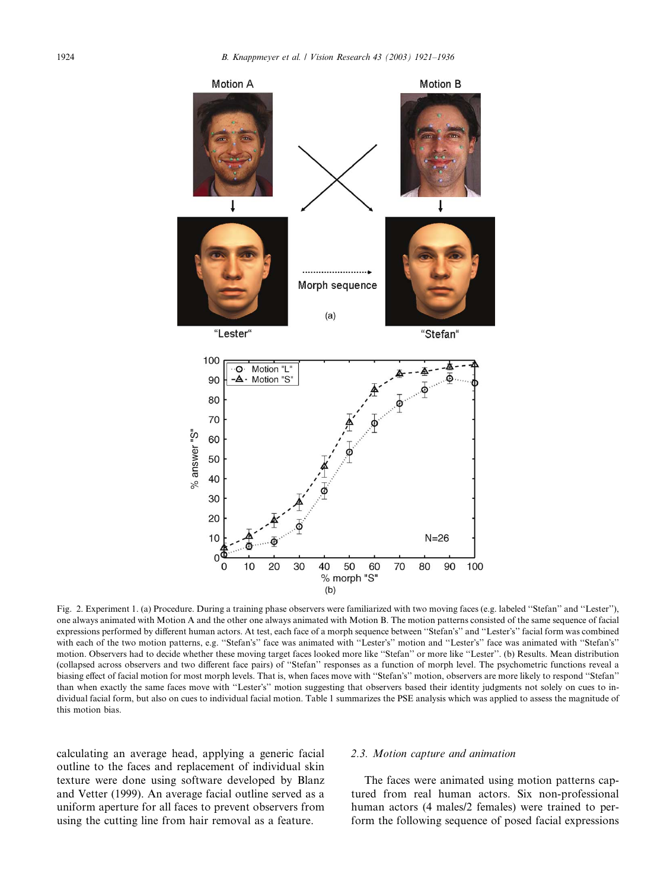Fig. 2. Experiment 1. (a) Procedure. During a training phase observers were familiarized with two moving faces (e.g. labeled "Stefan" and "Lester"), one always animated with Motion A and the other one always animated with Motion B. The motion patterns consisted of the same sequence of facial expressions performed by different human actors. At test, each face of a morph sequence between "Stefan's" and "Lester's" facial form was combined with each of the two motion patterns, e.g. "Stefan's" face was animated with "Lester's" motion and "Lester's" face was animated with "Stefan's" motion. Observers had to decide whether these moving target faces looked more like "Stefan" or more like "Lester". (b) Results. Mean distribution (collapsed across observers and two different face pairs) of "Stefan" responses as a function of morph level. The psychometric functions reveal a biasing effect of facial motion for most morph levels. That is, when faces move with "Stefan's" motion, observers are more likely to respond "Stefan" than when exactly the same faces move with "Lester's" motion suggesting that observers based their identity judgments not solely on cues to individual facial form, but also on cues to individual facial motion. Table 1 summarizes the PSE analysis which was applied to assess the magnitude of this motion bias.

calculating an average head, applying a generic facial outline to the faces and replacement of individual skin texture were done using software developed by Blanz and Vetter (1999). An average facial outline served as a uniform aperture for all faces to prevent observers from using the cutting line from hair removal as a feature.

### 2.3. Motion capture and animation

The faces were animated using motion patterns captured from real human actors. Six non-professional human actors (4 males/2 females) were trained to perform the following sequence of posed facial expressions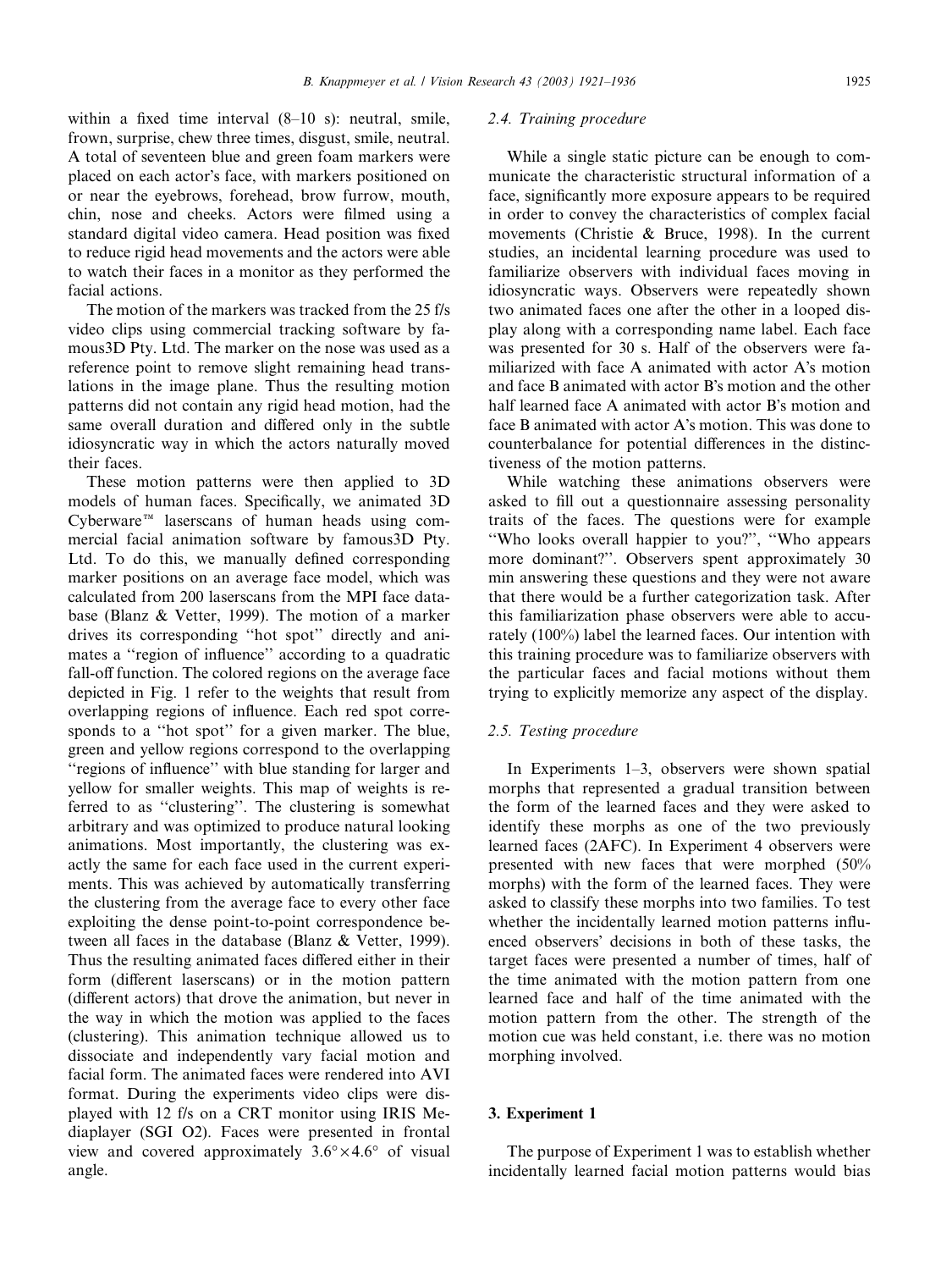within a fixed time interval (8–10 s): neutral, smile, frown, surprise, chew three times, disgust, smile, neutral. A total of seventeen blue and green foam markers were placed on each actor's face, with markers positioned on or near the eyebrows, forehead, brow furrow, mouth, chin, nose and cheeks. Actors were filmed using a standard digital video camera. Head position was fixed to reduce rigid head movements and the actors were able to watch their faces in a monitor as they performed the facial actions.

The motion of the markers was tracked from the 25 f/s video clips using commercial tracking software by famous3D Pty. Ltd. The marker on the nose was used as a reference point to remove slight remaining head translations in the image plane. Thus the resulting motion patterns did not contain any rigid head motion, had the same overall duration and differed only in the subtle idiosyncratic way in which the actors naturally moved their faces.

These motion patterns were then applied to 3D models of human faces. Specifically, we animated 3D Cyberware™ laserscans of human heads using commercial facial animation software by famous3D Pty. Ltd. To do this, we manually defined corresponding marker positions on an average face model, which was calculated from 200 laserscans from the MPI face database (Blanz & Vetter, 1999). The motion of a marker drives its corresponding "hot spot" directly and animates a "region of influence" according to a quadratic fall-off function. The colored regions on the average face depicted in Fig. 1 refer to the weights that result from overlapping regions of influence. Each red spot corresponds to a "hot spot" for a given marker. The blue, green and yellow regions correspond to the overlapping "regions of influence" with blue standing for larger and yellow for smaller weights. This map of weights is referred to as "clustering". The clustering is somewhat arbitrary and was optimized to produce natural looking animations. Most importantly, the clustering was exactly the same for each face used in the current experiments. This was achieved by automatically transferring the clustering from the average face to every other face exploiting the dense point-to-point correspondence between all faces in the database (Blanz & Vetter, 1999). Thus the resulting animated faces differed either in their form (different laserscans) or in the motion pattern (different actors) that drove the animation, but never in the way in which the motion was applied to the faces (clustering). This animation technique allowed us to dissociate and independently vary facial motion and facial form. The animated faces were rendered into AVI format. During the experiments video clips were displayed with 12 f/s on a CRT monitor using IRIS Mediaplayer (SGI O2). Faces were presented in frontal view and covered approximately $3.6° \times 4.6°$ of visual angle.

### 2.4. Training procedure

While a single static picture can be enough to communicate the characteristic structural information of a face, significantly more exposure appears to be required in order to convey the characteristics of complex facial movements (Christie & Bruce, 1998). In the current studies, an incidental learning procedure was used to familiarize observers with individual faces moving in idiosyncratic ways. Observers were repeatedly shown two animated faces one after the other in a looped display along with a corresponding name label. Each face was presented for 30 s. Half of the observers were familiarized with face A animated with actor A's motion and face B animated with actor B's motion and the other half learned face A animated with actor B's motion and face B animated with actor A's motion. This was done to counterbalance for potential differences in the distinctiveness of the motion patterns.

While watching these animations observers were asked to fill out a questionnaire assessing personality traits of the faces. The questions were for example "Who looks overall happier to you?", "Who appears more dominant?". Observers spent approximately 30 min answering these questions and they were not aware that there would be a further categorization task. After this familiarization phase observers were able to accurately (100%) label the learned faces. Our intention with this training procedure was to familiarize observers with the particular faces and facial motions without them trying to explicitly memorize any aspect of the display.

### 2.5. Testing procedure

In Experiments 1–3, observers were shown spatial morphs that represented a gradual transition between the form of the learned faces and they were asked to identify these morphs as one of the two previously learned faces (2AFC). In Experiment 4 observers were presented with new faces that were morphed (50% morphs) with the form of the learned faces. They were asked to classify these morphs into two families. To test whether the incidentally learned motion patterns influenced observers' decisions in both of these tasks, the target faces were presented a number of times, half of the time animated with the motion pattern from one learned face and half of the time animated with the motion pattern from the other. The strength of the motion cue was held constant, i.e. there was no motion morphing involved.

## 3. Experiment 1

The purpose of Experiment 1 was to establish whether incidentally learned facial motion patterns would bias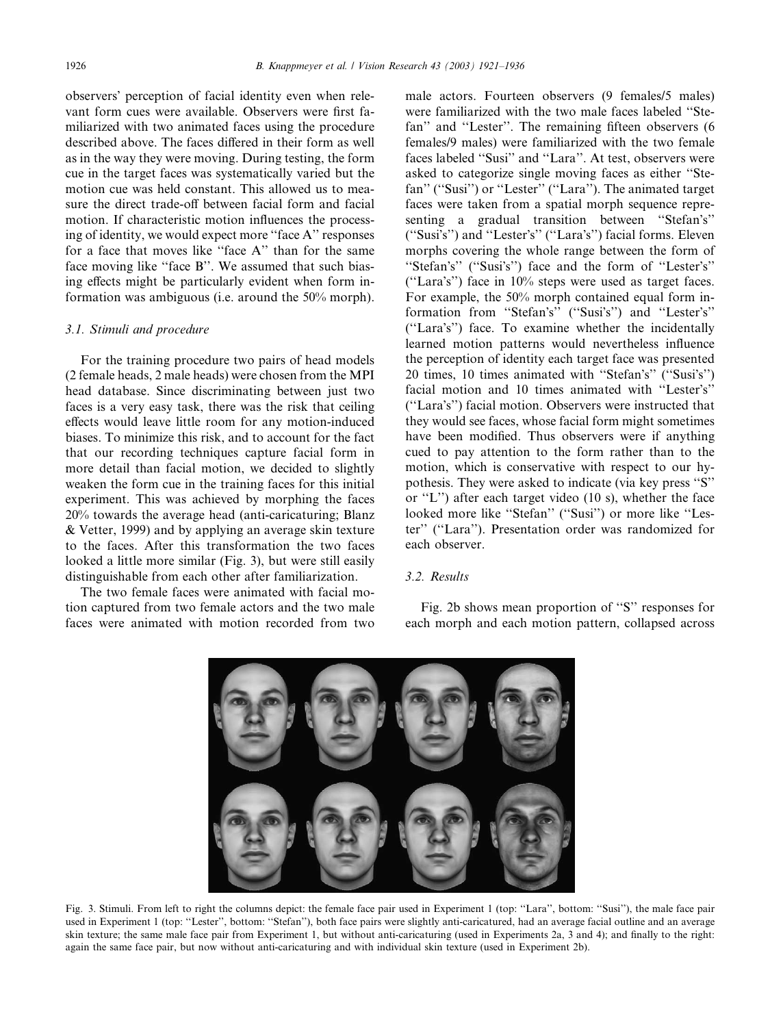observers' perception of facial identity even when relevant form cues were available. Observers were first familiarized with two animated faces using the procedure described above. The faces differed in their form as well as in the way they were moving. During testing, the form cue in the target faces was systematically varied but the motion cue was held constant. This allowed us to measure the direct trade-off between facial form and facial motion. If characteristic motion influences the processing of identity, we would expect more "face A" responses for a face that moves like "face A" than for the same face moving like "face B". We assumed that such biasing effects might be particularly evident when form information was ambiguous (i.e. around the 50% morph).

### 3.1. Stimuli and procedure

For the training procedure two pairs of head models (2 female heads, 2 male heads) were chosen from the MPI head database. Since discriminating between just two faces is a very easy task, there was the risk that ceiling effects would leave little room for any motion-induced biases. To minimize this risk, and to account for the fact that our recording techniques capture facial form in more detail than facial motion, we decided to slightly weaken the form cue in the training faces for this initial experiment. This was achieved by morphing the faces 20% towards the average head (anti-caricaturing; Blanz & Vetter, 1999) and by applying an average skin texture to the faces. After this transformation the two faces looked a little more similar (Fig. 3), but were still easily distinguishable from each other after familiarization.

The two female faces were animated with facial motion captured from two female actors and the two male faces were animated with motion recorded from two male actors. Fourteen observers (9 females/5 males) were familiarized with the two male faces labeled "Stefan" and "Lester". The remaining fifteen observers (6 females/9 males) were familiarized with the two female faces labeled "Susi" and "Lara". At test, observers were asked to categorize single moving faces as either "Stefan" ("Susi") or "Lester" ("Lara"). The animated target faces were taken from a spatial morph sequence representing a gradual transition between "Stefan's" ("Susi's") and "Lester's" ("Lara's") facial forms. Eleven morphs covering the whole range between the form of "Stefan's" ("Susi's") face and the form of "Lester's" ("Lara's") face in 10% steps were used as target faces. For example, the 50% morph contained equal form information from "Stefan's" ("Susi's") and "Lester's" ("Lara's") face. To examine whether the incidentally learned motion patterns would nevertheless influence the perception of identity each target face was presented 20 times, 10 times animated with "Stefan's" ("Susi's") facial motion and 10 times animated with "Lester's" ("Lara's") facial motion. Observers were instructed that they would see faces, whose facial form might sometimes have been modified. Thus observers were if anything cued to pay attention to the form rather than to the motion, which is conservative with respect to our hypothesis. They were asked to indicate (via key press "S" or "L") after each target video (10 s), whether the face looked more like "Stefan" ("Susi") or more like "Lester" ("Lara"). Presentation order was randomized for each observer.

### 3.2. Results

Fig. 2b shows mean proportion of "S" responses for each morph and each motion pattern, collapsed across

Fig. 3. Stimuli. From left to right the columns depict: the female face pair used in Experiment 1 (top: "Lara", bottom: "Susi"), the male face pair used in Experiment 1 (top: "Lester", bottom: "Stefan"), both face pairs were slightly anti-caricatured, had an average facial outline and an average skin texture; the same male face pair from Experiment 1, but without anti-caricaturing (used in Experiments 2a, 3 and 4); and finally to the right: again the same face pair, but now without anti-caricaturing and with individual skin texture (used in Experiment 2b).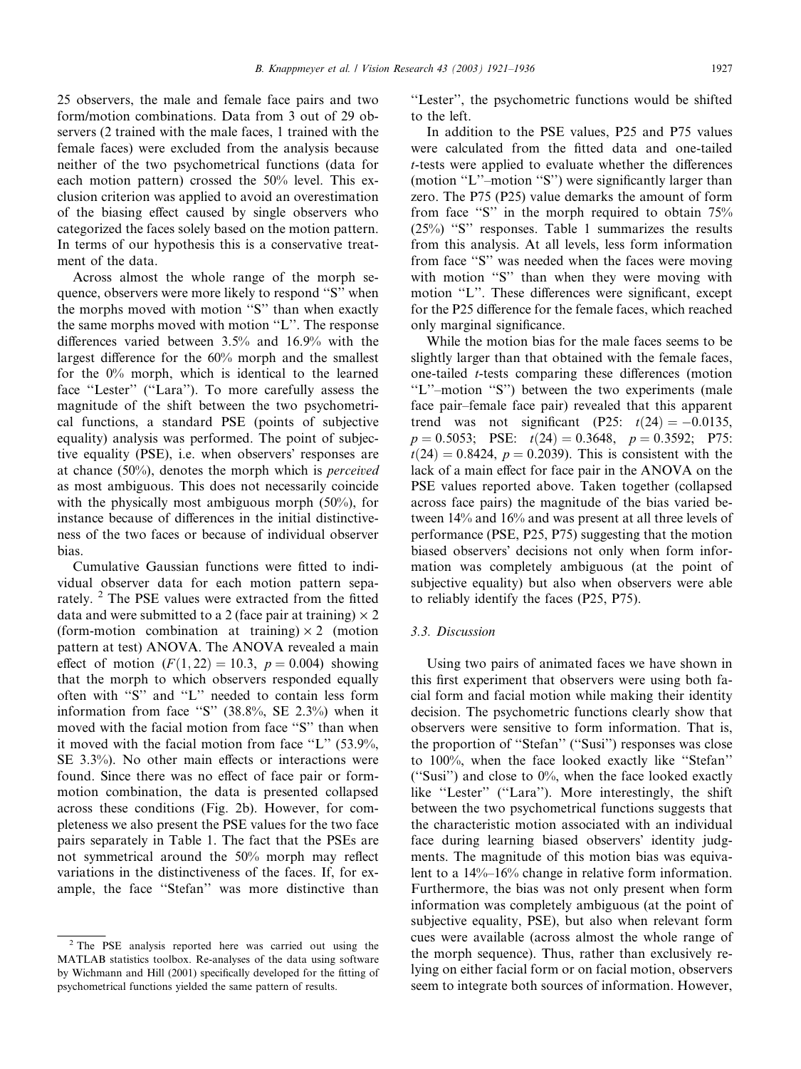25 observers, the male and female face pairs and two form/motion combinations. Data from 3 out of 29 observers (2 trained with the male faces, 1 trained with the female faces) were excluded from the analysis because neither of the two psychometrical functions (data for each motion pattern) crossed the 50% level. This exclusion criterion was applied to avoid an overestimation of the biasing effect caused by single observers who categorized the faces solely based on the motion pattern. In terms of our hypothesis this is a conservative treatment of the data.

Across almost the whole range of the morph sequence, observers were more likely to respond "S" when the morphs moved with motion "S" than when exactly the same morphs moved with motion "L". The response differences varied between 3.5% and 16.9% with the largest difference for the 60% morph and the smallest for the 0% morph, which is identical to the learned face "Lester" ("Lara"). To more carefully assess the magnitude of the shift between the two psychometrical functions, a standard PSE (points of subjective equality) analysis was performed. The point of subjective equality (PSE), i.e. when observers' responses are at chance (50%), denotes the morph which is *perceived* as most ambiguous. This does not necessarily coincide with the physically most ambiguous morph (50%), for instance because of differences in the initial distinctiveness of the two faces or because of individual observer bias.

Cumulative Gaussian functions were fitted to individual observer data for each motion pattern separately. [2] The PSE values were extracted from the fitted data and were submitted to a 2 (face pair at training) × 2 (form-motion combination at training) × 2 (motion pattern at test) ANOVA. The ANOVA revealed a main effect of motion ($F(1, 22) = 10.3$, $p = 0.004$) showing that the morph to which observers responded equally often with "S" and "L" needed to contain less form information from face "S" (38.8%, SE 2.3%) when it moved with the facial motion from face "S" than when it moved with the facial motion from face "L" (53.9%, SE 3.3%). No other main effects or interactions were found. Since there was no effect of face pair or form-motion combination, the data is presented collapsed across these conditions (Fig. 2b). However, for completeness we also present the PSE values for the two face pairs separately in Table 1. The fact that the PSEs are not symmetrical around the 50% morph may reflect variations in the distinctiveness of the faces. If, for example, the face "Stefan" was more distinctive than "Lester", the psychometric functions would be shifted to the left.

In addition to the PSE values, P25 and P75 values were calculated from the fitted data and one-tailed *t*-tests were applied to evaluate whether the differences (motion "L"–motion "S") were significantly larger than zero. The P75 (P25) value demarks the amount of form from face "S" in the morph required to obtain 75% (25%) "S" responses. Table 1 summarizes the results from this analysis. At all levels, less form information from face "S" was needed when the faces were moving with motion "S" than when they were moving with motion "L". These differences were significant, except for the P25 difference for the female faces, which reached only marginal significance.

While the motion bias for the male faces seems to be slightly larger than that obtained with the female faces, one-tailed *t*-tests comparing these differences (motion "L"–motion "S") between the two experiments (male face pair–female face pair) revealed that this apparent trend was not significant (P25: $t(24) = -0.0135$, $p = 0.5053$; PSE: $t(24) = 0.3648$, $p = 0.3592$; P75: $t(24) = 0.8424$, $p = 0.2039$). This is consistent with the lack of a main effect for face pair in the ANOVA on the PSE values reported above. Taken together (collapsed across face pairs) the magnitude of the bias varied between 14% and 16% and was present at all three levels of performance (PSE, P25, P75) suggesting that the motion biased observers' decisions not only when form information was completely ambiguous (at the point of subjective equality) but also when observers were able to reliably identify the faces (P25, P75).

### 3.3. Discussion

Using two pairs of animated faces we have shown in this first experiment that observers were using both facial form and facial motion while making their identity decision. The psychometric functions clearly show that observers were sensitive to form information. That is, the proportion of "Stefan" ("Susi") responses was close to 100%, when the face looked exactly like "Stefan" ("Susi") and close to 0%, when the face looked exactly like "Lester" ("Lara"). More interestingly, the shift between the two psychometrical functions suggests that the characteristic motion associated with an individual face during learning biased observers' identity judgments. The magnitude of this motion bias was equivalent to a 14%–16% change in relative form information. Furthermore, the bias was not only present when form information was completely ambiguous (at the point of subjective equality, PSE), but also when relevant form cues were available (across almost the whole range of the morph sequence). Thus, rather than exclusively relying on either facial form or on facial motion, observers seem to integrate both sources of information. However,

[2] The PSE analysis reported here was carried out using the MATLAB statistics toolbox. Re-analyses of the data using software by Wichmann and Hill (2001) specifically developed for the fitting of psychometrical functions yielded the same pattern of results.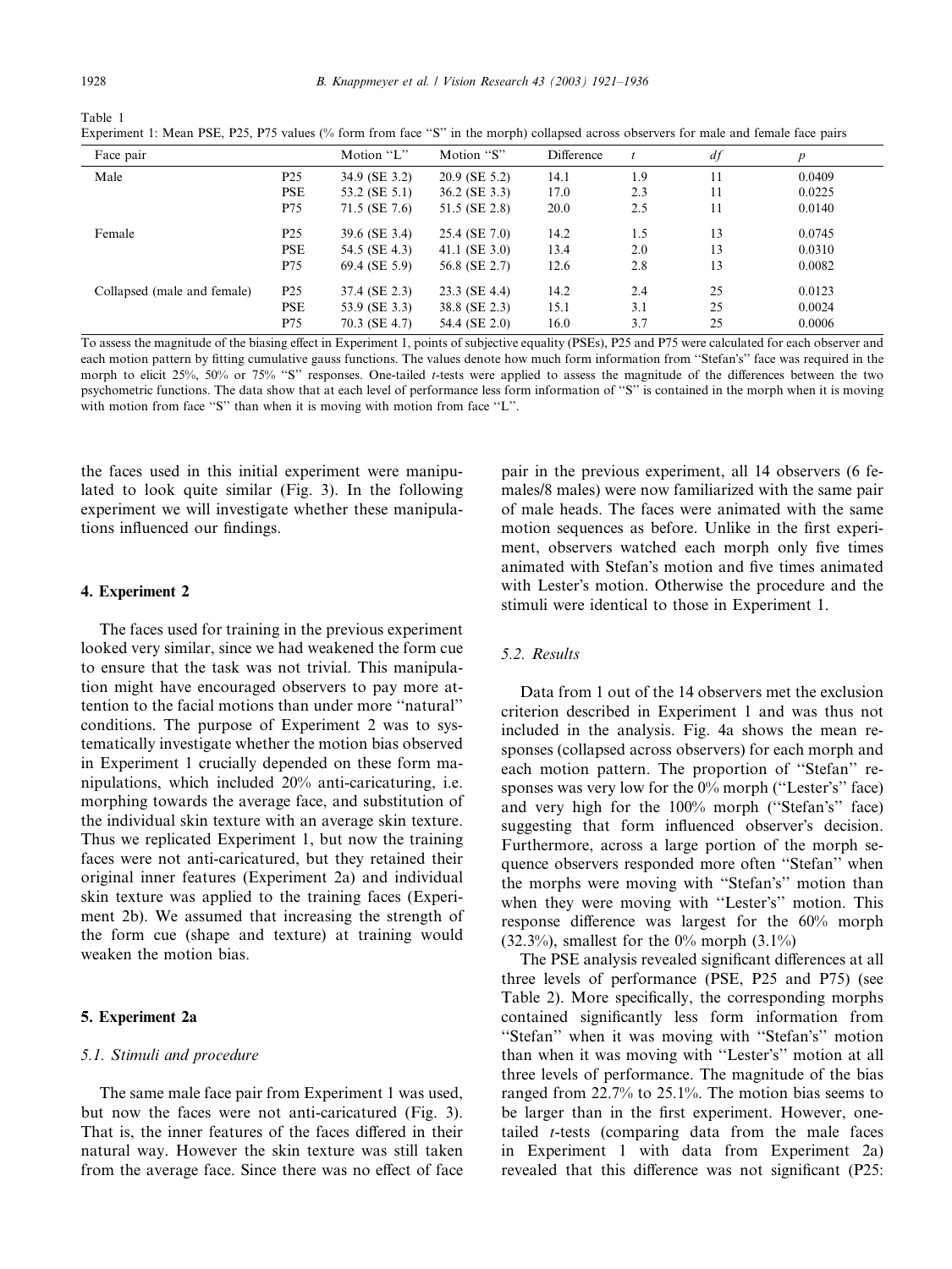Table 1

Experiment 1: Mean PSE, P25, P75 values (% form from face "S" in the morph) collapsed across observers for male and female face pairs

| Face pair | | Motion "L" | Motion "S" | Difference | $t$ | $df$ | $p$ |
|---|---|---|---|---|---|---|---|
| Male | P25 | 34.9 (SE 3.2) | 20.9 (SE 5.2) | 14.1 | 1.9 | 11 | 0.0409 |
| | PSE | 53.2 (SE 5.1) | 36.2 (SE 3.3) | 17.0 | 2.3 | 11 | 0.0225 |
| | P75 | 71.5 (SE 7.6) | 51.5 (SE 2.8) | 20.0 | 2.5 | 11 | 0.0140 |
| Female | P25 | 39.6 (SE 3.4) | 25.4 (SE 7.0) | 14.2 | 1.5 | 13 | 0.0745 |
| | PSE | 54.5 (SE 4.3) | 41.1 (SE 3.0) | 13.4 | 2.0 | 13 | 0.0310 |
| | P75 | 69.4 (SE 5.9) | 56.8 (SE 2.7) | 12.6 | 2.8 | 13 | 0.0082 |
| Collapsed (male and female) | P25 | 37.4 (SE 2.3) | 23.3 (SE 4.4) | 14.2 | 2.4 | 25 | 0.0123 |
| | PSE | 53.9 (SE 3.3) | 38.8 (SE 2.3) | 15.1 | 3.1 | 25 | 0.0024 |
| | P75 | 70.3 (SE 4.7) | 54.4 (SE 2.0) | 16.0 | 3.7 | 25 | 0.0006 |

To assess the magnitude of the biasing effect in Experiment 1, points of subjective equality (PSEs), P25 and P75 were calculated for each observer and each motion pattern by fitting cumulative gauss functions. The values denote how much form information from "Stefan's" face was required in the morph to elicit 25%, 50% or 75% "S" responses. One-tailed $t$-tests were applied to assess the magnitude of the differences between the two psychometric functions. The data show that at each level of performance less form information of "S" is contained in the morph when it is moving with motion from face "S" than when it is moving with motion from face "L".

the faces used in this initial experiment were manipulated to look quite similar (Fig. 3). In the following experiment we will investigate whether these manipulations influenced our findings.

## 4. Experiment 2

The faces used for training in the previous experiment looked very similar, since we had weakened the form cue to ensure that the task was not trivial. This manipulation might have encouraged observers to pay more attention to the facial motions than under more "natural" conditions. The purpose of Experiment 2 was to systematically investigate whether the motion bias observed in Experiment 1 crucially depended on these form manipulations, which included 20% anti-caricaturing, i.e. morphing towards the average face, and substitution of the individual skin texture with an average skin texture. Thus we replicated Experiment 1, but now the training faces were not anti-caricatured, but they retained their original inner features (Experiment 2a) and individual skin texture was applied to the training faces (Experiment 2b). We assumed that increasing the strength of the form cue (shape and texture) at training would weaken the motion bias.

## 5. Experiment 2a

### 5.1. Stimuli and procedure

The same male face pair from Experiment 1 was used, but now the faces were not anti-caricatured (Fig. 3). That is, the inner features of the faces differed in their natural way. However the skin texture was still taken from the average face. Since there was no effect of face pair in the previous experiment, all 14 observers (6 females/8 males) were now familiarized with the same pair of male heads. The faces were animated with the same motion sequences as before. Unlike in the first experiment, observers watched each morph only five times animated with Stefan's motion and five times animated with Lester's motion. Otherwise the procedure and the stimuli were identical to those in Experiment 1.

### 5.2. Results

Data from 1 out of the 14 observers met the exclusion criterion described in Experiment 1 and was thus not included in the analysis. Fig. 4a shows the mean responses (collapsed across observers) for each morph and each motion pattern. The proportion of "Stefan" responses was very low for the 0% morph ("Lester's" face) and very high for the 100% morph ("Stefan's" face) suggesting that form influenced observer's decision. Furthermore, across a large portion of the morph sequence observers responded more often "Stefan" when the morphs were moving with "Stefan's" motion than when they were moving with "Lester's" motion. This response difference was largest for the 60% morph (32.3%), smallest for the 0% morph (3.1%)

The PSE analysis revealed significant differences at all three levels of performance (PSE, P25 and P75) (see Table 2). More specifically, the corresponding morphs contained significantly less form information from "Stefan" when it was moving with "Stefan's" motion than when it was moving with "Lester's" motion at all three levels of performance. The magnitude of the bias ranged from 22.7% to 25.1%. The motion bias seems to be larger than in the first experiment. However, one-tailed $t$-tests (comparing data from the male faces in Experiment 1 with data from Experiment 2a) revealed that this difference was not significant (P25: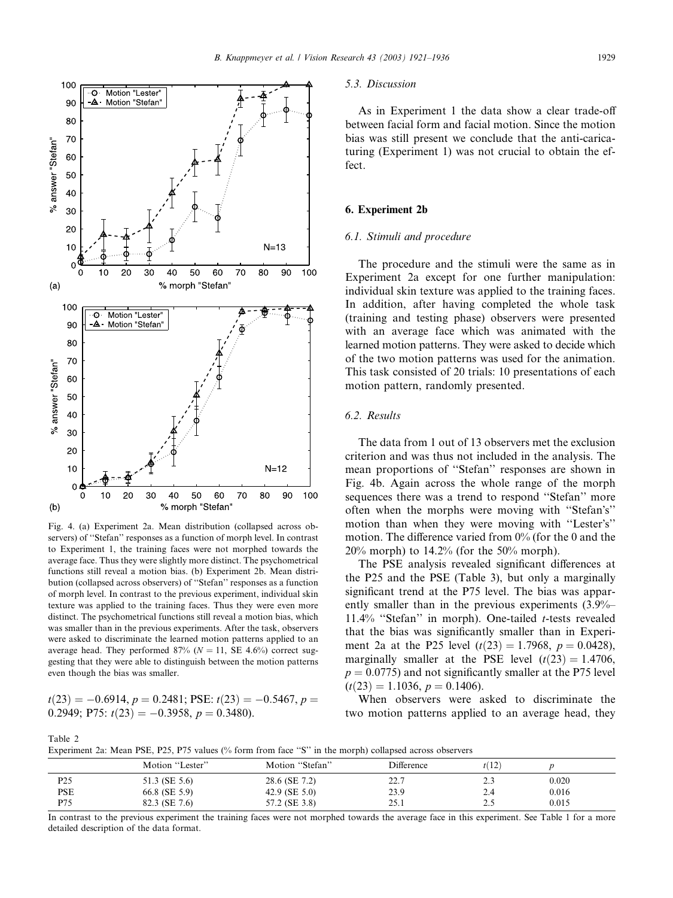Fig. 4. (a) Experiment 2a. Mean distribution (collapsed across observers) of "Stefan" responses as a function of morph level. In contrast to Experiment 1, the training faces were not morphed towards the average face. Thus they were slightly more distinct. The psychometrical functions still reveal a motion bias. (b) Experiment 2b. Mean distribution (collapsed across observers) of "Stefan" responses as a function of morph level. In contrast to the previous experiment, individual skin texture was applied to the training faces. Thus they were even more distinct. The psychometrical functions still reveal a motion bias, which was smaller than in the previous experiments. After the task, observers were asked to discriminate the learned motion patterns applied to an average head. They performed 87% ($N = 11$, SE 4.6%) correct suggesting that they were able to distinguish between the motion patterns even though the bias was smaller.

$t(23) = -0.6914$, $p = 0.2481$; PSE: $t(23) = -0.5467$, $p = 0.2949$; P75: $t(23) = -0.3958$, $p = 0.3480$).

### 5.3. Discussion

As in Experiment 1 the data show a clear trade-off between facial form and facial motion. Since the motion bias was still present we conclude that the anti-caricaturing (Experiment 1) was not crucial to obtain the effect.

## 6. Experiment 2b

### 6.1. Stimuli and procedure

The procedure and the stimuli were the same as in Experiment 2a except for one further manipulation: individual skin texture was applied to the training faces. In addition, after having completed the whole task (training and testing phase) observers were presented with an average face which was animated with the learned motion patterns. They were asked to decide which of the two motion patterns was used for the animation. This task consisted of 20 trials: 10 presentations of each motion pattern, randomly presented.

### 6.2. Results

The data from 1 out of 13 observers met the exclusion criterion and was thus not included in the analysis. The mean proportions of "Stefan" responses are shown in Fig. 4b. Again across the whole range of the morph sequences there was a trend to respond "Stefan" more often when the morphs were moving with "Stefan's" motion than when they were moving with "Lester's" motion. The difference varied from 0% (for the 0 and the 20% morph) to 14.2% (for the 50% morph).

The PSE analysis revealed significant differences at the P25 and the PSE (Table 3), but only a marginally significant trend at the P75 level. The bias was apparently smaller than in the previous experiments (3.9%–11.4% "Stefan" in morph). One-tailed $t$-tests revealed that the bias was significantly smaller than in Experiment 2a at the P25 level ($t(23) = 1.7968$, $p = 0.0428$), marginally smaller at the PSE level ($t(23) = 1.4706$, $p = 0.0775$) and not significantly smaller at the P75 level ($t(23) = 1.1036$, $p = 0.1406$).

When observers were asked to discriminate the two motion patterns applied to an average head, they

Table 2
Experiment 2a: Mean PSE, P25, P75 values (% form from face "S" in the morph) collapsed across observers

| | Motion "Lester" | Motion "Stefan" | Difference | $t(12)$ | $p$ |
|---|---|---|---|---|---|
| P25 | 51.3 (SE 5.6) | 28.6 (SE 7.2) | 22.7 | 2.3 | 0.020 |
| PSE | 66.8 (SE 5.9) | 42.9 (SE 5.0) | 23.9 | 2.4 | 0.016 |
| P75 | 82.3 (SE 7.6) | 57.2 (SE 3.8) | 25.1 | 2.5 | 0.015 |

In contrast to the previous experiment the training faces were not morphed towards the average face in this experiment. See Table 1 for a more detailed description of the data format.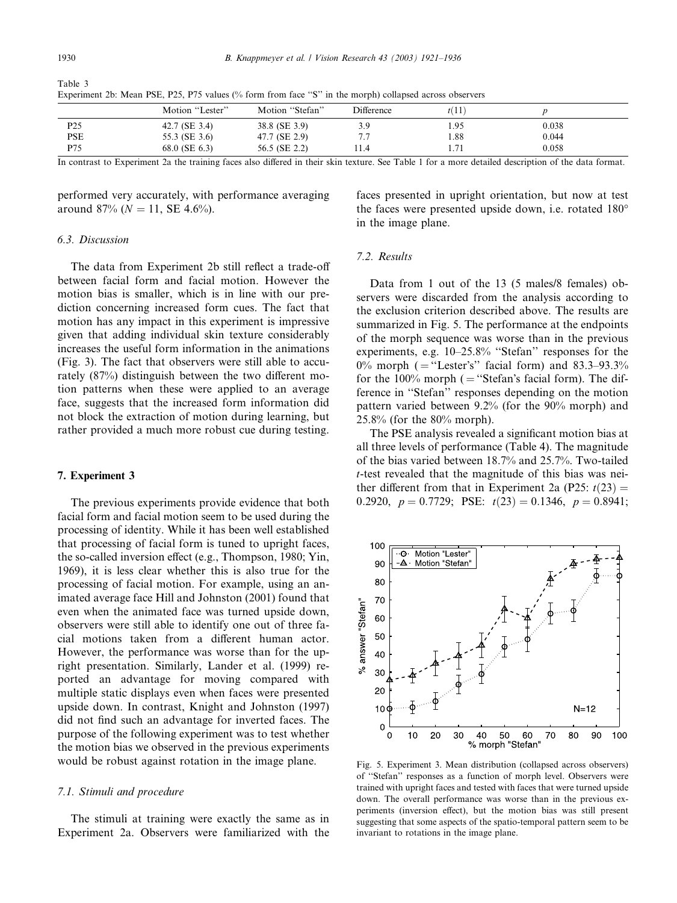Table 3
Experiment 2b: Mean PSE, P25, P75 values (% form from face "S" in the morph) collapsed across observers

| | Motion "Lester" | Motion "Stefan" | Difference | $t(11)$ | $p$ |
|---|---|---|---|---|---|
| P25 | 42.7 (SE 3.4) | 38.8 (SE 3.9) | 3.9 | 1.95 | 0.038 |
| PSE | 55.3 (SE 3.6) | 47.7 (SE 2.9) | 7.7 | 1.88 | 0.044 |
| P75 | 68.0 (SE 6.3) | 56.5 (SE 2.2) | 11.4 | 1.71 | 0.058 |

In contrast to Experiment 2a the training faces also differed in their skin texture. See Table 1 for a more detailed description of the data format.

performed very accurately, with performance averaging around 87% ($N = 11$, SE 4.6%).

### 6.3. Discussion

The data from Experiment 2b still reflect a trade-off between facial form and facial motion. However the motion bias is smaller, which is in line with our prediction concerning increased form cues. The fact that motion has any impact in this experiment is impressive given that adding individual skin texture considerably increases the useful form information in the animations (Fig. 3). The fact that observers were still able to accurately (87%) distinguish between the two different motion patterns when these were applied to an average face, suggests that the increased form information did not block the extraction of motion during learning, but rather provided a much more robust cue during testing.

## 7. Experiment 3

The previous experiments provide evidence that both facial form and facial motion seem to be used during the processing of identity. While it has been well established that processing of facial form is tuned to upright faces, the so-called inversion effect (e.g., Thompson, 1980; Yin, 1969), it is less clear whether this is also true for the processing of facial motion. For example, using an animated average face Hill and Johnston (2001) found that even when the animated face was turned upside down, observers were still able to identify one out of three facial motions taken from a different human actor. However, the performance was worse than for the upright presentation. Similarly, Lander et al. (1999) reported an advantage for moving compared with multiple static displays even when faces were presented upside down. In contrast, Knight and Johnston (1997) did not find such an advantage for inverted faces. The purpose of the following experiment was to test whether the motion bias we observed in the previous experiments would be robust against rotation in the image plane.

### 7.1. Stimuli and procedure

The stimuli at training were exactly the same as in Experiment 2a. Observers were familiarized with the faces presented in upright orientation, but now at test the faces were presented upside down, i.e. rotated 180° in the image plane.

### 7.2. Results

Data from 1 out of the 13 (5 males/8 females) observers were discarded from the analysis according to the exclusion criterion described above. The results are summarized in Fig. 5. The performance at the endpoints of the morph sequence was worse than in the previous experiments, e.g. 10–25.8% "Stefan" responses for the 0% morph (= "Lester's" facial form) and 83.3–93.3% for the 100% morph (= "Stefan's facial form). The difference in "Stefan" responses depending on the motion pattern varied between 9.2% (for the 90% morph) and 25.8% (for the 80% morph).

The PSE analysis revealed a significant motion bias at all three levels of performance (Table 4). The magnitude of the bias varied between 18.7% and 25.7%. Two-tailed $t$-test revealed that the magnitude of this bias was neither different from that in Experiment 2a (P25: $t(23) = 0.2920$, $p = 0.7729$; PSE: $t(23) = 0.1346$, $p = 0.8941$;

Fig. 5. Experiment 3. Mean distribution (collapsed across observers) of "Stefan" responses as a function of morph level. Observers were trained with upright faces and tested with faces that were turned upside down. The overall performance was worse than in the previous experiments (inversion effect), but the motion bias was still present suggesting that some aspects of the spatio-temporal pattern seem to be invariant to rotations in the image plane.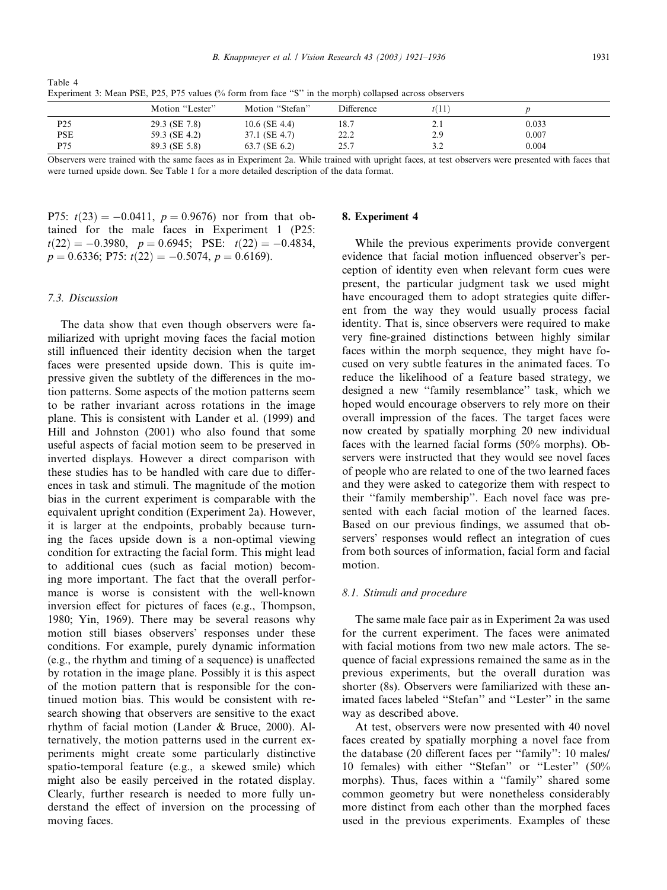Table 4
Experiment 3: Mean PSE, P25, P75 values (% form from face "S" in the morph) collapsed across observers

| | Motion "Lester" | Motion "Stefan" | Difference | $t(11)$ | $p$ |
|---|---|---|---|---|---|
| P25 | 29.3 (SE 7.8) | 10.6 (SE 4.4) | 18.7 | 2.1 | 0.033 |
| PSE | 59.3 (SE 4.2) | 37.1 (SE 4.7) | 22.2 | 2.9 | 0.007 |
| P75 | 89.3 (SE 5.8) | 63.7 (SE 6.2) | 25.7 | 3.2 | 0.004 |

Observers were trained with the same faces as in Experiment 2a. While trained with upright faces, at test observers were presented with faces that were turned upside down. See Table 1 for a more detailed description of the data format.

P75: $t(23) = -0.0411$, $p = 0.9676$) nor from that obtained for the male faces in Experiment 1 (P25: $t(22) = -0.3980$, $p = 0.6945$; PSE: $t(22) = -0.4834$, $p = 0.6336$; P75: $t(22) = -0.5074$, $p = 0.6169$).

### 7.3. Discussion

The data show that even though observers were familiarized with upright moving faces the facial motion still influenced their identity decision when the target faces were presented upside down. This is quite impressive given the subtlety of the differences in the motion patterns. Some aspects of the motion patterns seem to be rather invariant across rotations in the image plane. This is consistent with Lander et al. (1999) and Hill and Johnston (2001) who also found that some useful aspects of facial motion seem to be preserved in inverted displays. However a direct comparison with these studies has to be handled with care due to differences in task and stimuli. The magnitude of the motion bias in the current experiment is comparable with the equivalent upright condition (Experiment 2a). However, it is larger at the endpoints, probably because turning the faces upside down is a non-optimal viewing condition for extracting the facial form. This might lead to additional cues (such as facial motion) becoming more important. The fact that the overall performance is worse is consistent with the well-known inversion effect for pictures of faces (e.g., Thompson, 1980; Yin, 1969). There may be several reasons why motion still biases observers' responses under these conditions. For example, purely dynamic information (e.g., the rhythm and timing of a sequence) is unaffected by rotation in the image plane. Possibly it is this aspect of the motion pattern that is responsible for the continued motion bias. This would be consistent with research showing that observers are sensitive to the exact rhythm of facial motion (Lander & Bruce, 2000). Alternatively, the motion patterns used in the current experiments might create some particularly distinctive spatio-temporal feature (e.g., a skewed smile) which might also be easily perceived in the rotated display. Clearly, further research is needed to more fully understand the effect of inversion on the processing of moving faces.

## 8. Experiment 4

While the previous experiments provide convergent evidence that facial motion influenced observer's perception of identity even when relevant form cues were present, the particular judgment task we used might have encouraged them to adopt strategies quite different from the way they would usually process facial identity. That is, since observers were required to make very fine-grained distinctions between highly similar faces within the morph sequence, they might have focused on very subtle features in the animated faces. To reduce the likelihood of a feature based strategy, we designed a new "family resemblance" task, which we hoped would encourage observers to rely more on their overall impression of the faces. The target faces were now created by spatially morphing 20 new individual faces with the learned facial forms (50% morphs). Observers were instructed that they would see novel faces of people who are related to one of the two learned faces and they were asked to categorize them with respect to their "family membership". Each novel face was presented with each facial motion of the learned faces. Based on our previous findings, we assumed that observers' responses would reflect an integration of cues from both sources of information, facial form and facial motion.

### 8.1. Stimuli and procedure

The same male face pair as in Experiment 2a was used for the current experiment. The faces were animated with facial motions from two new male actors. The sequence of facial expressions remained the same as in the previous experiments, but the overall duration was shorter (8s). Observers were familiarized with these animated faces labeled "Stefan" and "Lester" in the same way as described above.

At test, observers were now presented with 40 novel faces created by spatially morphing a novel face from the database (20 different faces per "family": 10 males/10 females) with either "Stefan" or "Lester" (50% morphs). Thus, faces within a "family" shared some common geometry but were nonetheless considerably more distinct from each other than the morphed faces used in the previous experiments. Examples of these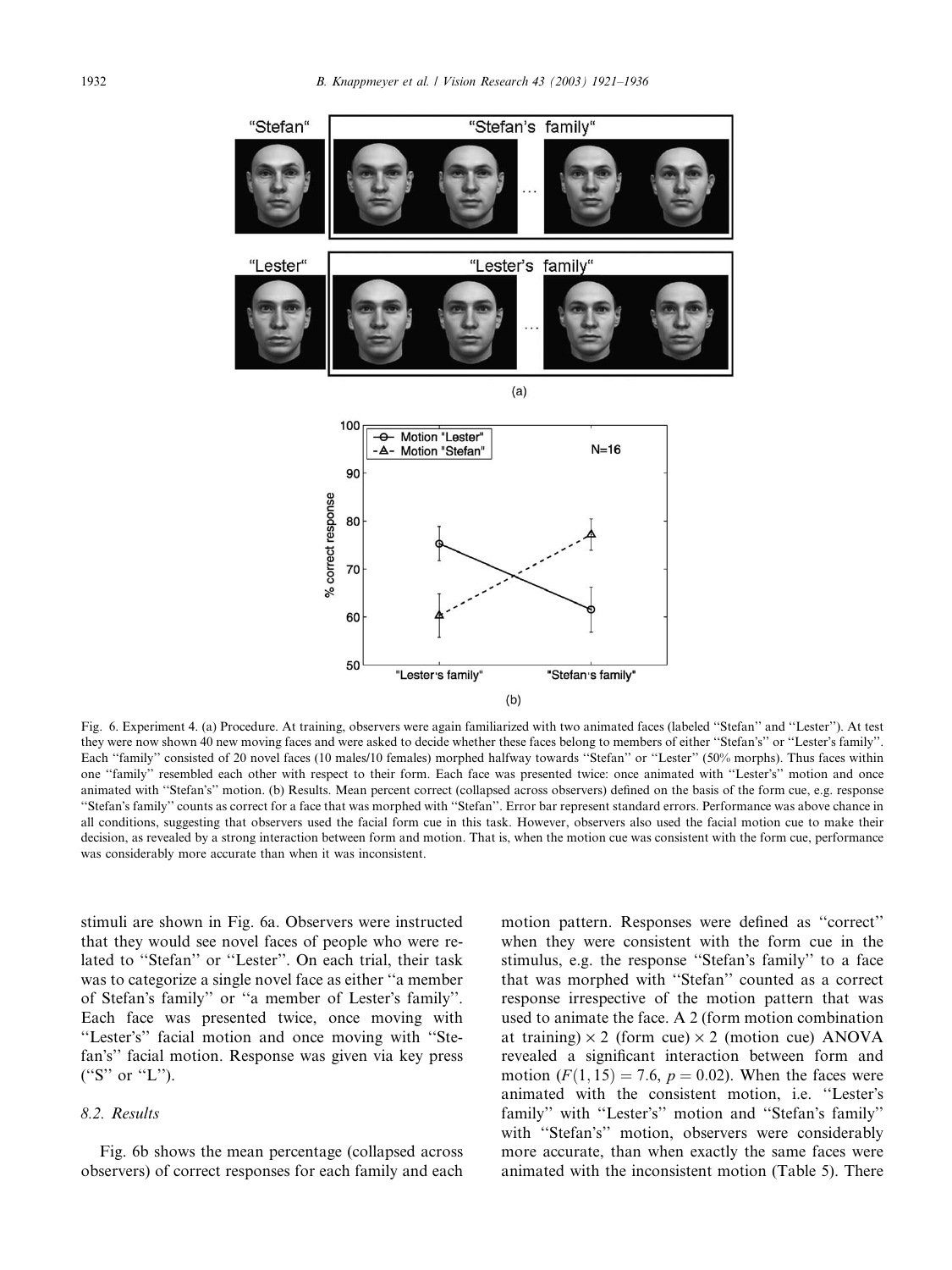Fig. 6. Experiment 4. (a) Procedure. At training, observers were again familiarized with two animated faces (labeled ''Stefan'' and ''Lester''). At test they were now shown 40 new moving faces and were asked to decide whether these faces belong to members of either ''Stefan's'' or ''Lester's family''. Each ''family'' consisted of 20 novel faces (10 males/10 females) morphed halfway towards ''Stefan'' or ''Lester'' (50% morphs). Thus faces within one ''family'' resembled each other with respect to their form. Each face was presented twice: once animated with ''Lester's'' motion and once animated with ''Stefan's'' motion. (b) Results. Mean percent correct (collapsed across observers) defined on the basis of the form cue, e.g. response ''Stefan's family'' counts as correct for a face that was morphed with ''Stefan''. Error bar represent standard errors. Performance was above chance in all conditions, suggesting that observers used the facial form cue in this task. However, observers also used the facial motion cue to make their decision, as revealed by a strong interaction between form and motion. That is, when the motion cue was consistent with the form cue, performance was considerably more accurate than when it was inconsistent.

stimuli are shown in Fig. 6a. Observers were instructed that they would see novel faces of people who were related to ''Stefan'' or ''Lester''. On each trial, their task was to categorize a single novel face as either ''a member of Stefan's family'' or ''a member of Lester's family''. Each face was presented twice, once moving with ''Lester's'' facial motion and once moving with ''Stefan's'' facial motion. Response was given via key press (''S'' or ''L'').

### 8.2. Results

Fig. 6b shows the mean percentage (collapsed across observers) of correct responses for each family and each motion pattern. Responses were defined as ''correct'' when they were consistent with the form cue in the stimulus, e.g. the response ''Stefan's family'' to a face that was morphed with ''Stefan'' counted as a correct response irrespective of the motion pattern that was used to animate the face. A 2 (form motion combination at training) $\times$ 2 (form cue) $\times$ 2 (motion cue) ANOVA revealed a significant interaction between form and motion ($F(1,15) = 7.6$, $p = 0.02$). When the faces were animated with the consistent motion, i.e. ''Lester's family'' with ''Lester's'' motion and ''Stefan's family'' with ''Stefan's'' motion, observers were considerably more accurate, than when exactly the same faces were animated with the inconsistent motion (Table 5). There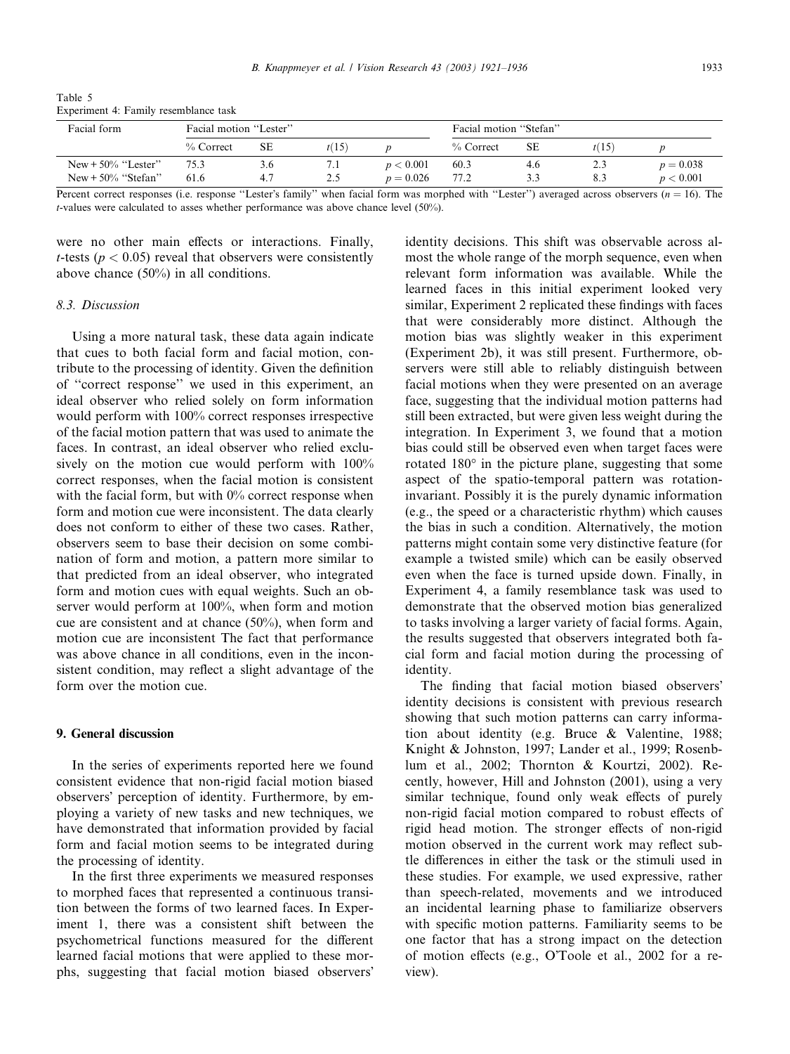Table 5
Experiment 4: Family resemblance task

| Facial form | Facial motion "Lester" | | | | Facial motion "Stefan" | | | |
|---|---|---|---|---|---|---|---|---|
| | % Correct | SE | $t(15)$ | $p$ | % Correct | SE | $t(15)$ | $p$ |
| New + 50% "Lester" | 75.3 | 3.6 | 7.1 | $p < 0.001$ | 60.3 | 4.6 | 2.3 | $p = 0.038$ |
| New + 50% "Stefan" | 61.6 | 4.7 | 2.5 | $p = 0.026$ | 77.2 | 3.3 | 8.3 | $p < 0.001$ |

Percent correct responses (i.e. response "Lester's family" when facial form was morphed with "Lester") averaged across observers ($n = 16$). The $t$-values were calculated to asses whether performance was above chance level (50%).

were no other main effects or interactions. Finally, $t$-tests ($p < 0.05$) reveal that observers were consistently above chance (50%) in all conditions.

### 8.3. Discussion

Using a more natural task, these data again indicate that cues to both facial form and facial motion, contribute to the processing of identity. Given the definition of "correct response" we used in this experiment, an ideal observer who relied solely on form information would perform with 100% correct responses irrespective of the facial motion pattern that was used to animate the faces. In contrast, an ideal observer who relied exclusively on the motion cue would perform with 100% correct responses, when the facial motion is consistent with the facial form, but with 0% correct response when form and motion cue were inconsistent. The data clearly does not conform to either of these two cases. Rather, observers seem to base their decision on some combination of form and motion, a pattern more similar to that predicted from an ideal observer, who integrated form and motion cues with equal weights. Such an observer would perform at 100%, when form and motion cue are consistent and at chance (50%), when form and motion cue are inconsistent The fact that performance was above chance in all conditions, even in the inconsistent condition, may reflect a slight advantage of the form over the motion cue.

## 9. General discussion

In the series of experiments reported here we found consistent evidence that non-rigid facial motion biased observers' perception of identity. Furthermore, by employing a variety of new tasks and new techniques, we have demonstrated that information provided by facial form and facial motion seems to be integrated during the processing of identity.

In the first three experiments we measured responses to morphed faces that represented a continuous transition between the forms of two learned faces. In Experiment 1, there was a consistent shift between the psychometrical functions measured for the different learned facial motions that were applied to these morphs, suggesting that facial motion biased observers' identity decisions. This shift was observable across almost the whole range of the morph sequence, even when relevant form information was available. While the learned faces in this initial experiment looked very similar, Experiment 2 replicated these findings with faces that were considerably more distinct. Although the motion bias was slightly weaker in this experiment (Experiment 2b), it was still present. Furthermore, observers were still able to reliably distinguish between facial motions when they were presented on an average face, suggesting that the individual motion patterns had still been extracted, but were given less weight during the integration. In Experiment 3, we found that a motion bias could still be observed even when target faces were rotated 180° in the picture plane, suggesting that some aspect of the spatio-temporal pattern was rotation-invariant. Possibly it is the purely dynamic information (e.g., the speed or a characteristic rhythm) which causes the bias in such a condition. Alternatively, the motion patterns might contain some very distinctive feature (for example a twisted smile) which can be easily observed even when the face is turned upside down. Finally, in Experiment 4, a family resemblance task was used to demonstrate that the observed motion bias generalized to tasks involving a larger variety of facial forms. Again, the results suggested that observers integrated both facial form and facial motion during the processing of identity.

The finding that facial motion biased observers' identity decisions is consistent with previous research showing that such motion patterns can carry information about identity (e.g. Bruce & Valentine, 1988; Knight & Johnston, 1997; Lander et al., 1999; Rosenblum et al., 2002; Thornton & Kourtzi, 2002). Recently, however, Hill and Johnston (2001), using a very similar technique, found only weak effects of purely non-rigid facial motion compared to robust effects of rigid head motion. The stronger effects of non-rigid motion observed in the current work may reflect subtle differences in either the task or the stimuli used in these studies. For example, we used expressive, rather than speech-related, movements and we introduced an incidental learning phase to familiarize observers with specific motion patterns. Familiarity seems to be one factor that has a strong impact on the detection of motion effects (e.g., O'Toole et al., 2002 for a review).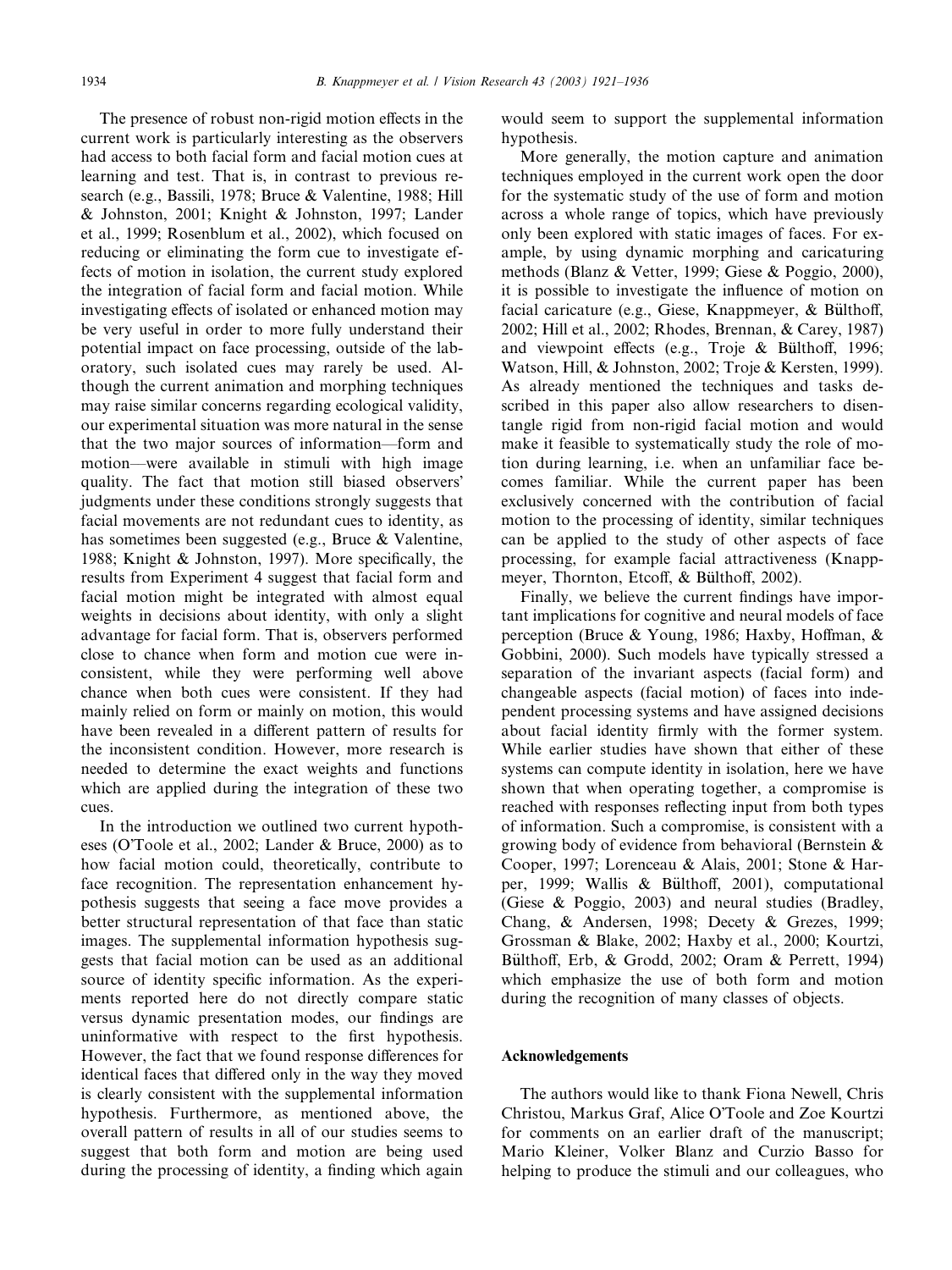The presence of robust non-rigid motion effects in the current work is particularly interesting as the observers had access to both facial form and facial motion cues at learning and test. That is, in contrast to previous research (e.g., Bassili, 1978; Bruce & Valentine, 1988; Hill & Johnston, 2001; Knight & Johnston, 1997; Lander et al., 1999; Rosenblum et al., 2002), which focused on reducing or eliminating the form cue to investigate effects of motion in isolation, the current study explored the integration of facial form and facial motion. While investigating effects of isolated or enhanced motion may be very useful in order to more fully understand their potential impact on face processing, outside of the laboratory, such isolated cues may rarely be used. Although the current animation and morphing techniques may raise similar concerns regarding ecological validity, our experimental situation was more natural in the sense that the two major sources of information—form and motion—were available in stimuli with high image quality. The fact that motion still biased observers' judgments under these conditions strongly suggests that facial movements are not redundant cues to identity, as has sometimes been suggested (e.g., Bruce & Valentine, 1988; Knight & Johnston, 1997). More specifically, the results from Experiment 4 suggest that facial form and facial motion might be integrated with almost equal weights in decisions about identity, with only a slight advantage for facial form. That is, observers performed close to chance when form and motion cue were inconsistent, while they were performing well above chance when both cues were consistent. If they had mainly relied on form or mainly on motion, this would have been revealed in a different pattern of results for the inconsistent condition. However, more research is needed to determine the exact weights and functions which are applied during the integration of these two cues.

In the introduction we outlined two current hypotheses (O'Toole et al., 2002; Lander & Bruce, 2000) as to how facial motion could, theoretically, contribute to face recognition. The representation enhancement hypothesis suggests that seeing a face move provides a better structural representation of that face than static images. The supplemental information hypothesis suggests that facial motion can be used as an additional source of identity specific information. As the experiments reported here do not directly compare static versus dynamic presentation modes, our findings are uninformative with respect to the first hypothesis. However, the fact that we found response differences for identical faces that differed only in the way they moved is clearly consistent with the supplemental information hypothesis. Furthermore, as mentioned above, the overall pattern of results in all of our studies seems to suggest that both form and motion are being used during the processing of identity, a finding which again would seem to support the supplemental information hypothesis.

More generally, the motion capture and animation techniques employed in the current work open the door for the systematic study of the use of form and motion across a whole range of topics, which have previously only been explored with static images of faces. For example, by using dynamic morphing and caricaturing methods (Blanz & Vetter, 1999; Giese & Poggio, 2000), it is possible to investigate the influence of motion on facial caricature (e.g., Giese, Knappmeyer, & Bülthoff, 2002; Hill et al., 2002; Rhodes, Brennan, & Carey, 1987) and viewpoint effects (e.g., Troje & Bülthoff, 1996; Watson, Hill, & Johnston, 2002; Troje & Kersten, 1999). As already mentioned the techniques and tasks described in this paper also allow researchers to disentangle rigid from non-rigid facial motion and would make it feasible to systematically study the role of motion during learning, i.e. when an unfamiliar face becomes familiar. While the current paper has been exclusively concerned with the contribution of facial motion to the processing of identity, similar techniques can be applied to the study of other aspects of face processing, for example facial attractiveness (Knappmeyer, Thornton, Etcoff, & Bülthoff, 2002).

Finally, we believe the current findings have important implications for cognitive and neural models of face perception (Bruce & Young, 1986; Haxby, Hoffman, & Gobbini, 2000). Such models have typically stressed a separation of the invariant aspects (facial form) and changeable aspects (facial motion) of faces into independent processing systems and have assigned decisions about facial identity firmly with the former system. While earlier studies have shown that either of these systems can compute identity in isolation, here we have shown that when operating together, a compromise is reached with responses reflecting input from both types of information. Such a compromise, is consistent with a growing body of evidence from behavioral (Bernstein & Cooper, 1997; Lorenceau & Alais, 2001; Stone & Harper, 1999; Wallis & Bülthoff, 2001), computational (Giese & Poggio, 2003) and neural studies (Bradley, Chang, & Andersen, 1998; Decety & Grezes, 1999; Grossman & Blake, 2002; Haxby et al., 2000; Kourtzi, Bülthoff, Erb, & Grodd, 2002; Oram & Perrett, 1994) which emphasize the use of both form and motion during the recognition of many classes of objects.

## Acknowledgements

The authors would like to thank Fiona Newell, Chris Christou, Markus Graf, Alice O'Toole and Zoe Kourtzi for comments on an earlier draft of the manuscript; Mario Kleiner, Volker Blanz and Curzio Basso for helping to produce the stimuli and our colleagues, who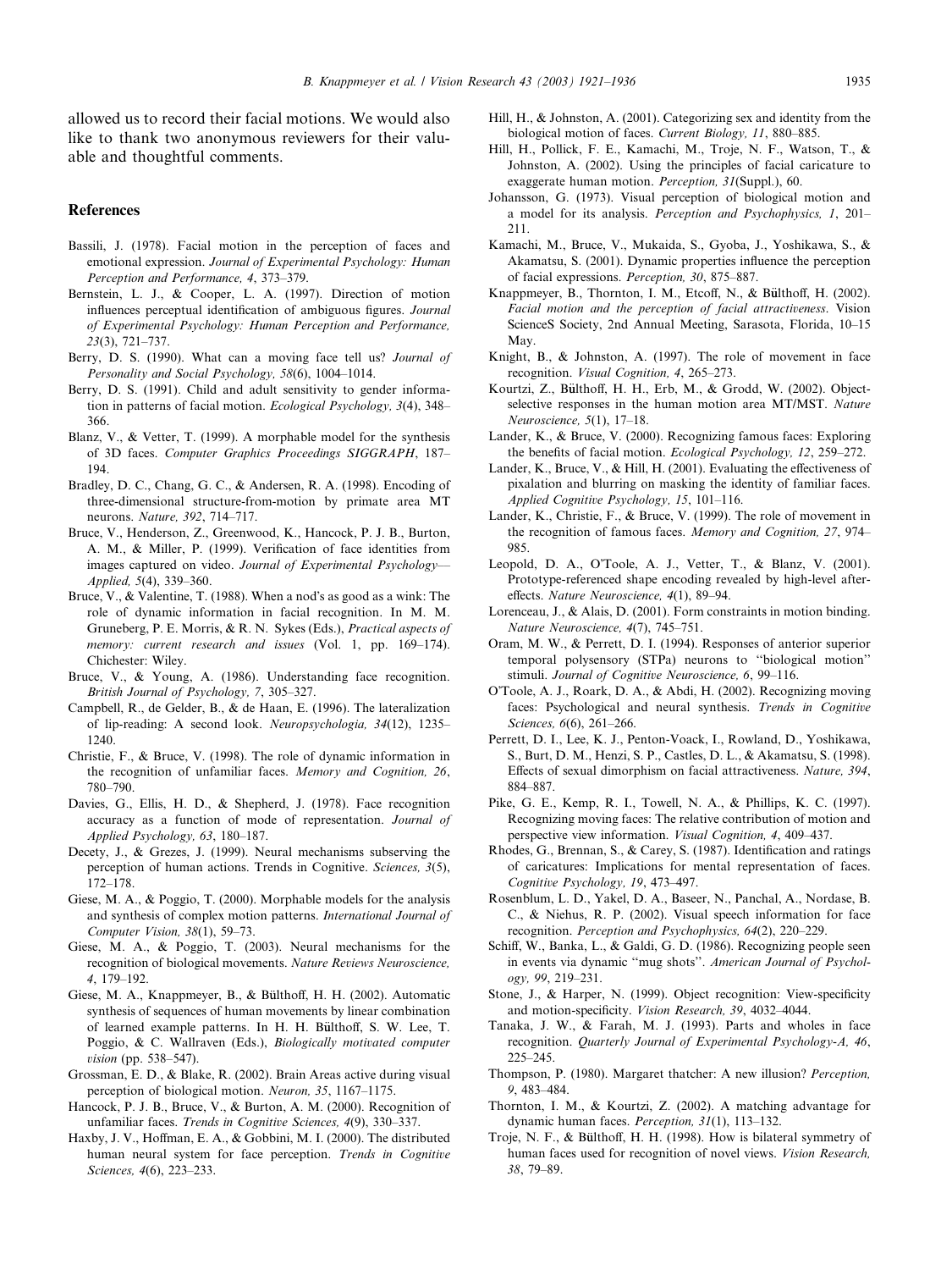allowed us to record their facial motions. We would also like to thank two anonymous reviewers for their valuable and thoughtful comments.

## References

Bassili, J. (1978). Facial motion in the perception of faces and emotional expression. *Journal of Experimental Psychology: Human Perception and Performance, 4*, 373–379.

Bernstein, L. J., & Cooper, L. A. (1997). Direction of motion influences perceptual identification of ambiguous figures. *Journal of Experimental Psychology: Human Perception and Performance, 23*(3), 721–737.

Berry, D. S. (1990). What can a moving face tell us? *Journal of Personality and Social Psychology, 58*(6), 1004–1014.

Berry, D. S. (1991). Child and adult sensitivity to gender information in patterns of facial motion. *Ecological Psychology, 3*(4), 348–366.

Blanz, V., & Vetter, T. (1999). A morphable model for the synthesis of 3D faces. *Computer Graphics Proceedings SIGGRAPH*, 187–194.

Bradley, D. C., Chang, G. C., & Andersen, R. A. (1998). Encoding of three-dimensional structure-from-motion by primate area MT neurons. *Nature, 392*, 714–717.

Bruce, V., Henderson, Z., Greenwood, K., Hancock, P. J. B., Burton, A. M., & Miller, P. (1999). Verification of face identities from images captured on video. *Journal of Experimental Psychology—Applied, 5*(4), 339–360.

Bruce, V., & Valentine, T. (1988). When a nod's as good as a wink: The role of dynamic information in facial recognition. In M. M. Gruneberg, P. E. Morris, & R. N. Sykes (Eds.), *Practical aspects of memory: current research and issues* (Vol. 1, pp. 169–174). Chichester: Wiley.

Bruce, V., & Young, A. (1986). Understanding face recognition. *British Journal of Psychology, 7*, 305–327.

Campbell, R., de Gelder, B., & de Haan, E. (1996). The lateralization of lip-reading: A second look. *Neuropsychologia, 34*(12), 1235–1240.

Christie, F., & Bruce, V. (1998). The role of dynamic information in the recognition of unfamiliar faces. *Memory and Cognition, 26*, 780–790.

Davies, G., Ellis, H. D., & Shepherd, J. (1978). Face recognition accuracy as a function of mode of representation. *Journal of Applied Psychology, 63*, 180–187.

Decety, J., & Grezes, J. (1999). Neural mechanisms subserving the perception of human actions. Trends in Cognitive. *Sciences, 3*(5), 172–178.

Giese, M. A., & Poggio, T. (2000). Morphable models for the analysis and synthesis of complex motion patterns. *International Journal of Computer Vision, 38*(1), 59–73.

Giese, M. A., & Poggio, T. (2003). Neural mechanisms for the recognition of biological movements. *Nature Reviews Neuroscience, 4*, 179–192.

Giese, M. A., Knappmeyer, B., & Bülthoff, H. H. (2002). Automatic synthesis of sequences of human movements by linear combination of learned example patterns. In H. H. Bülthoff, S. W. Lee, T. Poggio, & C. Wallraven (Eds.), *Biologically motivated computer vision* (pp. 538–547).

Grossman, E. D., & Blake, R. (2002). Brain Areas active during visual perception of biological motion. *Neuron, 35*, 1167–1175.

Hancock, P. J. B., Bruce, V., & Burton, A. M. (2000). Recognition of unfamiliar faces. *Trends in Cognitive Sciences, 4*(9), 330–337.

Haxby, J. V., Hoffman, E. A., & Gobbini, M. I. (2000). The distributed human neural system for face perception. *Trends in Cognitive Sciences, 4*(6), 223–233.

Hill, H., & Johnston, A. (2001). Categorizing sex and identity from the biological motion of faces. *Current Biology, 11*, 880–885.

Hill, H., Pollick, F. E., Kamachi, M., Troje, N. F., Watson, T., & Johnston, A. (2002). Using the principles of facial caricature to exaggerate human motion. *Perception, 31*(Suppl.), 60.

Johansson, G. (1973). Visual perception of biological motion and a model for its analysis. *Perception and Psychophysics, 1*, 201–211.

Kamachi, M., Bruce, V., Mukaida, S., Gyoba, J., Yoshikawa, S., & Akamatsu, S. (2001). Dynamic properties influence the perception of facial expressions. *Perception, 30*, 875–887.

Knappmeyer, B., Thornton, I. M., Etcoff, N., & Bülthoff, H. (2002). *Facial motion and the perception of facial attractiveness*. Vision ScienceS Society, 2nd Annual Meeting, Sarasota, Florida, 10–15 May.

Knight, B., & Johnston, A. (1997). The role of movement in face recognition. *Visual Cognition, 4*, 265–273.

Kourtzi, Z., Bülthoff, H. H., Erb, M., & Grodd, W. (2002). Object-selective responses in the human motion area MT/MST. *Nature Neuroscience, 5*(1), 17–18.

Lander, K., & Bruce, V. (2000). Recognizing famous faces: Exploring the benefits of facial motion. *Ecological Psychology, 12*, 259–272.

Lander, K., Bruce, V., & Hill, H. (2001). Evaluating the effectiveness of pixalation and blurring on masking the identity of familiar faces. *Applied Cognitive Psychology, 15*, 101–116.

Lander, K., Christie, F., & Bruce, V. (1999). The role of movement in the recognition of famous faces. *Memory and Cognition, 27*, 974–985.

Leopold, D. A., O'Toole, A. J., Vetter, T., & Blanz, V. (2001). Prototype-referenced shape encoding revealed by high-level aftereffects. *Nature Neuroscience, 4*(1), 89–94.

Lorenceau, J., & Alais, D. (2001). Form constraints in motion binding. *Nature Neuroscience, 4*(7), 745–751.

Oram, M. W., & Perrett, D. I. (1994). Responses of anterior superior temporal polysensory (STPa) neurons to "biological motion" stimuli. *Journal of Cognitive Neuroscience, 6*, 99–116.

O'Toole, A. J., Roark, D. A., & Abdi, H. (2002). Recognizing moving faces: Psychological and neural synthesis. *Trends in Cognitive Sciences, 6*(6), 261–266.

Perrett, D. I., Lee, K. J., Penton-Voack, I., Rowland, D., Yoshikawa, S., Burt, D. M., Henzi, S. P., Castles, D. L., & Akamatsu, S. (1998). Effects of sexual dimorphism on facial attractiveness. *Nature, 394*, 884–887.

Pike, G. E., Kemp, R. I., Towell, N. A., & Phillips, K. C. (1997). Recognizing moving faces: The relative contribution of motion and perspective view information. *Visual Cognition, 4*, 409–437.

Rhodes, G., Brennan, S., & Carey, S. (1987). Identification and ratings of caricatures: Implications for mental representation of faces. *Cognitive Psychology, 19*, 473–497.

Rosenblum, L. D., Yakel, D. A., Baseer, N., Panchal, A., Nordase, B. C., & Niehus, R. P. (2002). Visual speech information for face recognition. *Perception and Psychophysics, 64*(2), 220–229.

Schiff, W., Banka, L., & Galdi, G. D. (1986). Recognizing people seen in events via dynamic "mug shots". *American Journal of Psychology, 99*, 219–231.

Stone, J., & Harper, N. (1999). Object recognition: View-specificity and motion-specificity. *Vision Research, 39*, 4032–4044.

Tanaka, J. W., & Farah, M. J. (1993). Parts and wholes in face recognition. *Quarterly Journal of Experimental Psychology-A, 46*, 225–245.

Thompson, P. (1980). Margaret thatcher: A new illusion? *Perception, 9*, 483–484.

Thornton, I. M., & Kourtzi, Z. (2002). A matching advantage for dynamic human faces. *Perception, 31*(1), 113–132.

Troje, N. F., & Bülthoff, H. H. (1998). How is bilateral symmetry of human faces used for recognition of novel views. *Vision Research, 38*, 79–89.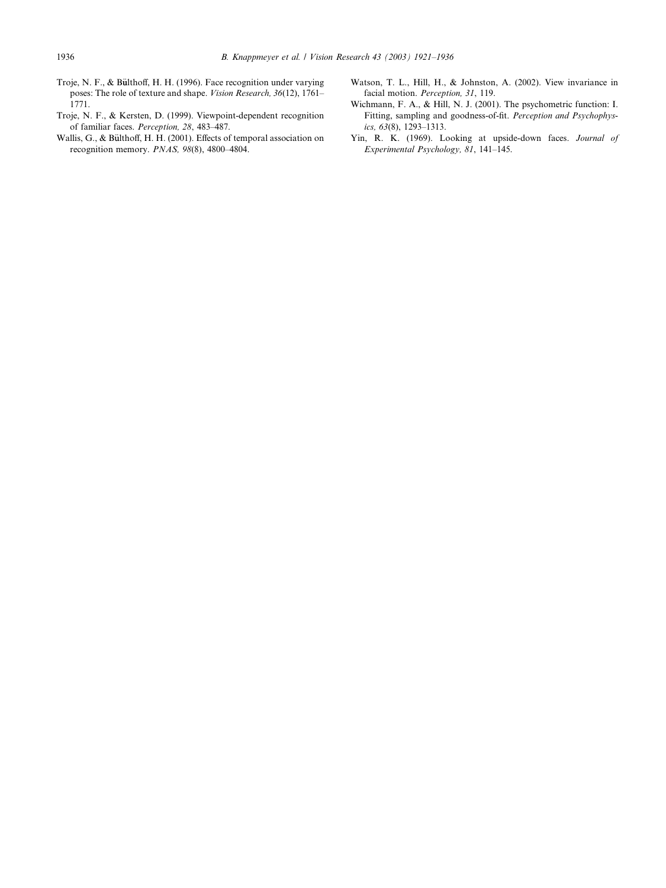Troje, N. F., & Bülthoff, H. H. (1996). Face recognition under varying poses: The role of texture and shape. *Vision Research, 36*(12), 1761–1771.

Troje, N. F., & Kersten, D. (1999). Viewpoint-dependent recognition of familiar faces. *Perception, 28*, 483–487.

Wallis, G., & Bülthoff, H. H. (2001). Effects of temporal association on recognition memory. *PNAS, 98*(8), 4800–4804.

Watson, T. L., Hill, H., & Johnston, A. (2002). View invariance in facial motion. *Perception, 31*, 119.

Wichmann, F. A., & Hill, N. J. (2001). The psychometric function: I. Fitting, sampling and goodness-of-fit. *Perception and Psychophysics, 63*(8), 1293–1313.

Yin, R. K. (1969). Looking at upside-down faces. *Journal of Experimental Psychology, 81*, 141–145.